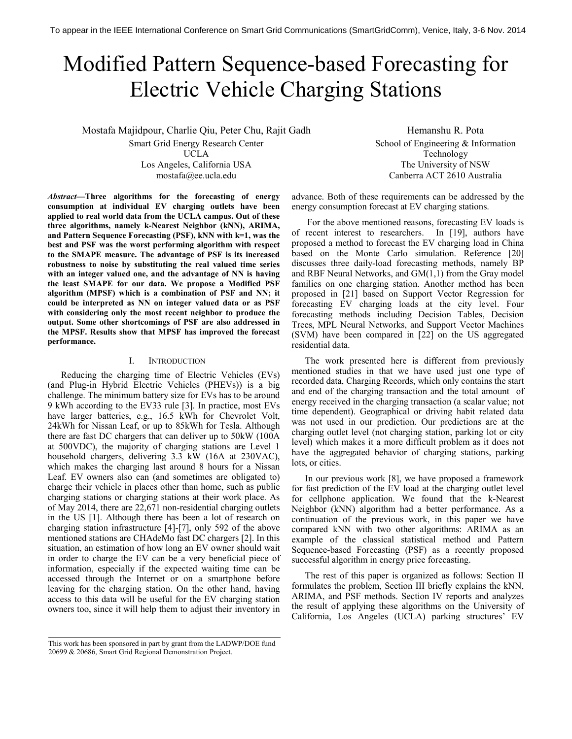To appear in the IEEE International Conference on Smart Grid Communications (SmartGridComm), Venice, Italy, 3-6 Nov. 2014

# Modified Pattern Sequence-based Forecasting for Electric Vehicle Charging Stations

Mostafa Majidpour, Charlie Qiu, Peter Chu, Rajit Gadh
Smart Grid Energy Research Center
UCLA
Los Angeles, California USA
mostafa@ee.ucla.edu

Hemanshu R. Pota
School of Engineering & Information Technology
The University of NSW
Canberra ACT 2610 Australia

***Abstract*—Three algorithms for the forecasting of energy consumption at individual EV charging outlets have been applied to real world data from the UCLA campus. Out of these three algorithms, namely k-Nearest Neighbor (kNN), ARIMA, and Pattern Sequence Forecasting (PSF), kNN with k=1, was the best and PSF was the worst performing algorithm with respect to the SMAPE measure. The advantage of PSF is its increased robustness to noise by substituting the real valued time series with an integer valued one, and the advantage of NN is having the least SMAPE for our data. We propose a Modified PSF algorithm (MPSF) which is a combination of PSF and NN; it could be interpreted as NN on integer valued data or as PSF with considering only the most recent neighbor to produce the output. Some other shortcomings of PSF are also addressed in the MPSF. Results show that MPSF has improved the forecast performance.**

## I. Introduction

Reducing the charging time of Electric Vehicles (EVs) (and Plug-in Hybrid Electric Vehicles (PHEVs)) is a big challenge. The minimum battery size for EVs has to be around 9 kWh according to the EV33 rule [3]. In practice, most EVs have larger batteries, e.g., 16.5 kWh for Chevrolet Volt, 24kWh for Nissan Leaf, or up to 85kWh for Tesla. Although there are fast DC chargers that can deliver up to 50kW (100A at 500VDC), the majority of charging stations are Level 1 household chargers, delivering 3.3 kW (16A at 230VAC), which makes the charging last around 8 hours for a Nissan Leaf. EV owners also can (and sometimes are obligated to) charge their vehicle in places other than home, such as public charging stations or charging stations at their work place. As of May 2014, there are 22,671 non-residential charging outlets in the US [1]. Although there has been a lot of research on charging station infrastructure [4]-[7], only 592 of the above mentioned stations are CHAdeMo fast DC chargers [2]. In this situation, an estimation of how long an EV owner should wait in order to charge the EV can be a very beneficial piece of information, especially if the expected waiting time can be accessed through the Internet or on a smartphone before leaving for the charging station. On the other hand, having access to this data will be useful for the EV charging station owners too, since it will help them to adjust their inventory in advance. Both of these requirements can be addressed by the energy consumption forecast at EV charging stations.

For the above mentioned reasons, forecasting EV loads is of recent interest to researchers. In [19], authors have proposed a method to forecast the EV charging load in China based on the Monte Carlo simulation. Reference [20] discusses three daily-load forecasting methods, namely BP and RBF Neural Networks, and GM(1,1) from the Gray model families on one charging station. Another method has been proposed in [21] based on Support Vector Regression for forecasting EV charging loads at the city level. Four forecasting methods including Decision Tables, Decision Trees, MPL Neural Networks, and Support Vector Machines (SVM) have been compared in [22] on the US aggregated residential data.

The work presented here is different from previously mentioned studies in that we have used just one type of recorded data, Charging Records, which only contains the start and end of the charging transaction and the total amount of energy received in the charging transaction (a scalar value; not time dependent). Geographical or driving habit related data was not used in our prediction. Our predictions are at the charging outlet level (not charging station, parking lot or city level) which makes it a more difficult problem as it does not have the aggregated behavior of charging stations, parking lots, or cities.

In our previous work [8], we have proposed a framework for fast prediction of the EV load at the charging outlet level for cellphone application. We found that the k-Nearest Neighbor (kNN) algorithm had a better performance. As a continuation of the previous work, in this paper we have compared kNN with two other algorithms: ARIMA as an example of the classical statistical method and Pattern Sequence-based Forecasting (PSF) as a recently proposed successful algorithm in energy price forecasting.

The rest of this paper is organized as follows: Section II formulates the problem, Section III briefly explains the kNN, ARIMA, and PSF methods. Section IV reports and analyzes the result of applying these algorithms on the University of California, Los Angeles (UCLA) parking structures' EV

This work has been sponsored in part by grant from the LADWP/DOE fund 20699 & 20686, Smart Grid Regional Demonstration Project.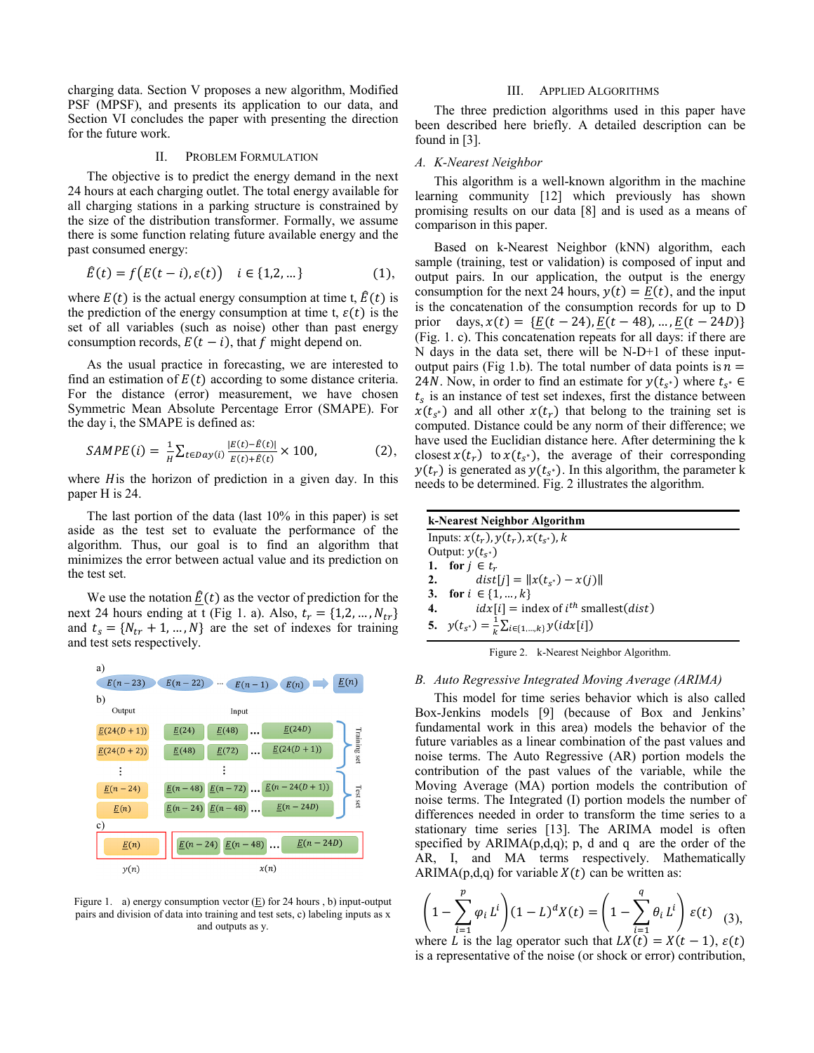charging data. Section V proposes a new algorithm, Modified PSF (MPSF), and presents its application to our data, and Section VI concludes the paper with presenting the direction for the future work.

## II. Problem Formulation

The objective is to predict the energy demand in the next 24 hours at each charging outlet. The total energy available for all charging stations in a parking structure is constrained by the size of the distribution transformer. Formally, we assume there is some function relating future available energy and the past consumed energy:

$$\hat{E}(t) = f\big(E(t-i), \varepsilon(t)\big) \quad i \in \{1,2,\dots\} \qquad (1),$$

where $E(t)$ is the actual energy consumption at time t, $\hat{E}(t)$ is the prediction of the energy consumption at time t, $\varepsilon(t)$ is the set of all variables (such as noise) other than past energy consumption records, $E(t-i)$, that $f$ might depend on.

As the usual practice in forecasting, we are interested to find an estimation of $E(t)$ according to some distance criteria. For the distance (error) measurement, we have chosen Symmetric Mean Absolute Percentage Error (SMAPE). For the day i, the SMAPE is defined as:

$$SAMPE(i) = \frac{1}{H}\sum_{t\in Day(i)} \frac{|E(t)-\hat{E}(t)|}{E(t)+\hat{E}(t)} \times 100, \qquad (2),$$

where $H$is the horizon of prediction in a given day. In this paper H is 24.

The last portion of the data (last 10% in this paper) is set aside as the test set to evaluate the performance of the algorithm. Thus, our goal is to find an algorithm that minimizes the error between actual value and its prediction on the test set.

We use the notation $\underline{\hat{E}}(t)$ as the vector of prediction for the next 24 hours ending at t (Fig 1. a). Also, $t_r = \{1,2,\dots,N_{tr}\}$ and $t_s = \{N_{tr}+1,\dots,N\}$ are the set of indexes for training and test sets respectively.

Figure 1. a) energy consumption vector ($\underline{E}$) for 24 hours , b) input-output pairs and division of data into training and test sets, c) labeling inputs as x and outputs as y.

## III. Applied Algorithms

The three prediction algorithms used in this paper have been described here briefly. A detailed description can be found in [3].

### A. K-Nearest Neighbor

This algorithm is a well-known algorithm in the machine learning community [12] which previously has shown promising results on our data [8] and is used as a means of comparison in this paper.

Based on k-Nearest Neighbor (kNN) algorithm, each sample (training, test or validation) is composed of input and output pairs. In our application, the output is the energy consumption for the next 24 hours, $y(t) = \underline{E}(t)$, and the input is the concatenation of the consumption records for up to D prior days, $x(t) = \{\underline{E}(t-24), \underline{E}(t-48), \dots, \underline{E}(t-24D)\}$ (Fig. 1. c). This concatenation repeats for all days: if there are N days in the data set, there will be N-D+1 of these input-output pairs (Fig 1.b). The total number of data points is $n = 24N$. Now, in order to find an estimate for $y(t_{s^*})$ where $t_{s^*} \in t_s$ is an instance of test set indexes, first the distance between $x(t_{s^*})$ and all other $x(t_r)$ that belong to the training set is computed. Distance could be any norm of their difference; we have used the Euclidian distance here. After determining the k closest $x(t_r)$ to $x(t_{s^*})$, the average of their corresponding $y(t_r)$ is generated as $y(t_{s^*})$. In this algorithm, the parameter k needs to be determined. Fig. 2 illustrates the algorithm.

**k-Nearest Neighbor Algorithm**

Inputs: $x(t_r), y(t_r), x(t_{s^*}), k$
Output: $y(t_{s^*})$
1. **for** $j \in t_r$
2. $\quad dist[j] = \|x(t_{s^*}) - x(j)\|$
3. **for** $i \in \{1,\dots,k\}$
4. $\quad idx[i] =$ index of $i^{th}$ smallest$(dist)$
5. $y(t_{s^*}) = \frac{1}{k}\sum_{i\in\{1,\dots,k\}} y(idx[i])$

Figure 2. k-Nearest Neighbor Algorithm.

### B. Auto Regressive Integrated Moving Average (ARIMA)

This model for time series behavior which is also called Box-Jenkins models [9] (because of Box and Jenkins' fundamental work in this area) models the behavior of the future variables as a linear combination of the past values and noise terms. The Auto Regressive (AR) portion models the contribution of the past values of the variable, while the Moving Average (MA) portion models the contribution of noise terms. The Integrated (I) portion models the number of differences needed in order to transform the time series to a stationary time series [13]. The ARIMA model is often specified by ARIMA(p,d,q); p, d and q are the order of the AR, I, and MA terms respectively. Mathematically ARIMA(p,d,q) for variable $X(t)$ can be written as:

$$\left(1 - \sum_{i=1}^{p} \varphi_i L^i\right)(1-L)^d X(t) = \left(1 - \sum_{i=1}^{q} \theta_i L^i\right) \varepsilon(t) \qquad (3),$$

where $L$ is the lag operator such that $LX(t) = X(t-1)$, $\varepsilon(t)$ is a representative of the noise (or shock or error) contribution,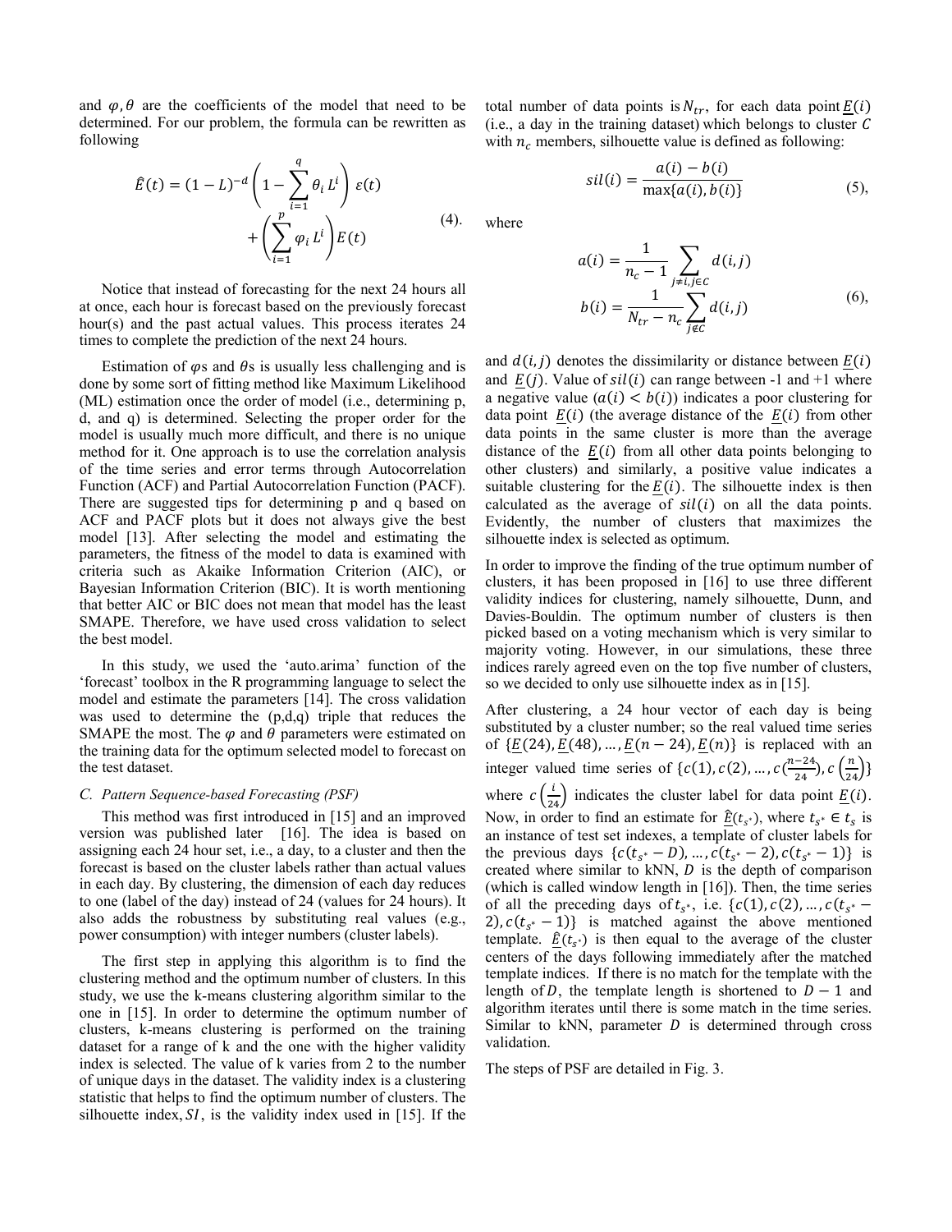and $\varphi, \theta$ are the coefficients of the model that need to be determined. For our problem, the formula can be rewritten as following

$$\hat{E}(t) = (1-L)^{-d}\left(1 - \sum_{i=1}^{q} \theta_i L^i\right)\varepsilon(t) + \left(\sum_{i=1}^{p} \varphi_i L^i\right)E(t) \quad (4).$$

Notice that instead of forecasting for the next 24 hours all at once, each hour is forecast based on the previously forecast hour(s) and the past actual values. This process iterates 24 times to complete the prediction of the next 24 hours.

Estimation of $\varphi$s and $\theta$s is usually less challenging and is done by some sort of fitting method like Maximum Likelihood (ML) estimation once the order of model (i.e., determining p, d, and q) is determined. Selecting the proper order for the model is usually much more difficult, and there is no unique method for it. One approach is to use the correlation analysis of the time series and error terms through Autocorrelation Function (ACF) and Partial Autocorrelation Function (PACF). There are suggested tips for determining p and q based on ACF and PACF plots but it does not always give the best model [13]. After selecting the model and estimating the parameters, the fitness of the model to data is examined with criteria such as Akaike Information Criterion (AIC), or Bayesian Information Criterion (BIC). It is worth mentioning that better AIC or BIC does not mean that model has the least SMAPE. Therefore, we have used cross validation to select the best model.

In this study, we used the 'auto.arima' function of the 'forecast' toolbox in the R programming language to select the model and estimate the parameters [14]. The cross validation was used to determine the (p,d,q) triple that reduces the SMAPE the most. The $\varphi$ and $\theta$ parameters were estimated on the training data for the optimum selected model to forecast on the test dataset.

### C. Pattern Sequence-based Forecasting (PSF)

This method was first introduced in [15] and an improved version was published later [16]. The idea is based on assigning each 24 hour set, i.e., a day, to a cluster and then the forecast is based on the cluster labels rather than actual values in each day. By clustering, the dimension of each day reduces to one (label of the day) instead of 24 (values for 24 hours). It also adds the robustness by substituting real values (e.g., power consumption) with integer numbers (cluster labels).

The first step in applying this algorithm is to find the clustering method and the optimum number of clusters. In this study, we use the k-means clustering algorithm similar to the one in [15]. In order to determine the optimum number of clusters, k-means clustering is performed on the training dataset for a range of k and the one with the higher validity index is selected. The value of k varies from 2 to the number of unique days in the dataset. The validity index is a clustering statistic that helps to find the optimum number of clusters. The silhouette index, $SI$, is the validity index used in [15]. If the total number of data points is $N_{tr}$, for each data point $\underline{E}(i)$ (i.e., a day in the training dataset) which belongs to cluster $C$ with $n_c$ members, silhouette value is defined as following:

$$sil(i) = \frac{a(i) - b(i)}{\max\{a(i), b(i)\}} \quad (5),$$

where

$$a(i) = \frac{1}{n_c - 1}\sum_{j \neq i, j \in C} d(i,j)$$
$$b(i) = \frac{1}{N_{tr} - n_c}\sum_{j \notin C} d(i,j) \quad (6),$$

and $d(i,j)$ denotes the dissimilarity or distance between $\underline{E}(i)$ and $\underline{E}(j)$. Value of $sil(i)$ can range between -1 and +1 where a negative value ($a(i) < b(i)$) indicates a poor clustering for data point $\underline{E}(i)$ (the average distance of the $\underline{E}(i)$ from other data points in the same cluster is more than the average distance of the $\underline{E}(i)$ from all other data points belonging to other clusters) and similarly, a positive value indicates a suitable clustering for the $\underline{E}(i)$. The silhouette index is then calculated as the average of $sil(i)$ on all the data points. Evidently, the number of clusters that maximizes the silhouette index is selected as optimum.

In order to improve the finding of the true optimum number of clusters, it has been proposed in [16] to use three different validity indices for clustering, namely silhouette, Dunn, and Davies-Bouldin. The optimum number of clusters is then picked based on a voting mechanism which is very similar to majority voting. However, in our simulations, these three indices rarely agreed even on the top five number of clusters, so we decided to only use silhouette index as in [15].

After clustering, a 24 hour vector of each day is being substituted by a cluster number; so the real valued time series of $\{\underline{E}(24), \underline{E}(48), \ldots, \underline{E}(n-24), \underline{E}(n)\}$ is replaced with an integer valued time series of $\{c(1), c(2), \ldots, c(\frac{n-24}{24}), c\left(\frac{n}{24}\right)\}$ where $c\left(\frac{i}{24}\right)$ indicates the cluster label for data point $\underline{E}(i)$. Now, in order to find an estimate for $\hat{\underline{E}}(t_{s^*})$, where $t_{s^*} \in t_s$ is an instance of test set indexes, a template of cluster labels for the previous days $\{c(t_{s^*} - D), \ldots, c(t_{s^*} - 2), c(t_{s^*} - 1)\}$ is created where similar to kNN, $D$ is the depth of comparison (which is called window length in [16]). Then, the time series of all the preceding days of $t_{s^*}$, i.e. $\{c(1), c(2), \ldots, c(t_{s^*} - 2), c(t_{s^*} - 1)\}$ is matched against the above mentioned template. $\hat{\underline{E}}(t_{s^*})$ is then equal to the average of the cluster centers of the days following immediately after the matched template indices. If there is no match for the template with the length of $D$, the template length is shortened to $D - 1$ and algorithm iterates until there is some match in the time series. Similar to kNN, parameter $D$ is determined through cross validation.

The steps of PSF are detailed in Fig. 3.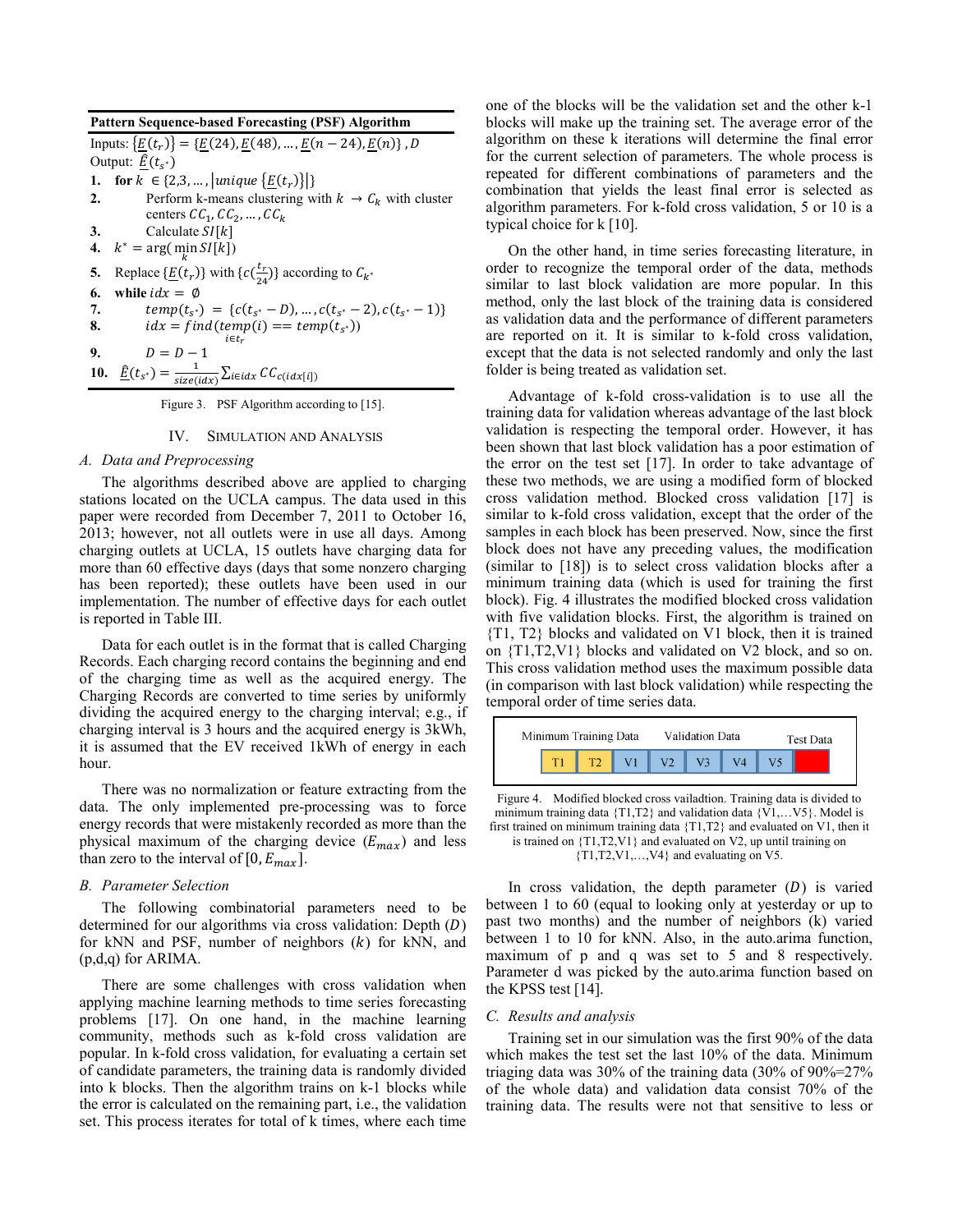**Pattern Sequence-based Forecasting (PSF) Algorithm**

Inputs: $\{\underline{E}(t_r)\} = \{\underline{E}(24), \underline{E}(48), \dots, \underline{E}(n-24), \underline{E}(n)\}$ , $D$

Output: $\hat{\underline{E}}(t_{s^*})$

1. **for** $k \in \{2,3,\dots,|unique\ \{\underline{E}(t_r)\}|\}$
2. Perform k-means clustering with $k \rightarrow C_k$ with cluster centers $CC_1, CC_2, \dots, CC_k$
3. Calculate $SI[k]$
4. $k^* = \arg(\min_k SI[k])$
5. Replace $\{\underline{E}(t_r)\}$ with $\{c(\frac{t_r}{24})\}$ according to $C_{k^*}$
6. **while** $idx = \emptyset$
7. $temp(t_{s^*}) = \{c(t_{s^*} - D), \dots, c(t_{s^*} - 2), c(t_{s^*} - 1)\}$
8. $idx = find_{i \in t_r}(temp(i) == temp(t_{s^*}))$
9. $D = D - 1$
10. $\hat{\underline{E}}(t_{s^*}) = \frac{1}{size(idx)} \sum_{i \in idx} CC_{c(idx[i])}$

Figure 3. PSF Algorithm according to [15].

## IV. Simulation and Analysis

### A. Data and Preprocessing

The algorithms described above are applied to charging stations located on the UCLA campus. The data used in this paper were recorded from December 7, 2011 to October 16, 2013; however, not all outlets were in use all days. Among charging outlets at UCLA, 15 outlets have charging data for more than 60 effective days (days that some nonzero charging has been reported); these outlets have been used in our implementation. The number of effective days for each outlet is reported in Table III.

Data for each outlet is in the format that is called Charging Records. Each charging record contains the beginning and end of the charging time as well as the acquired energy. The Charging Records are converted to time series by uniformly dividing the acquired energy to the charging interval; e.g., if charging interval is 3 hours and the acquired energy is 3kWh, it is assumed that the EV received 1kWh of energy in each hour.

There was no normalization or feature extracting from the data. The only implemented pre-processing was to force energy records that were mistakenly recorded as more than the physical maximum of the charging device ($E_{max}$) and less than zero to the interval of $[0, E_{max}]$.

### B. Parameter Selection

The following combinatorial parameters need to be determined for our algorithms via cross validation: Depth ($D$) for kNN and PSF, number of neighbors ($k$) for kNN, and (p,d,q) for ARIMA.

There are some challenges with cross validation when applying machine learning methods to time series forecasting problems [17]. On one hand, in the machine learning community, methods such as k-fold cross validation are popular. In k-fold cross validation, for evaluating a certain set of candidate parameters, the training data is randomly divided into k blocks. Then the algorithm trains on k-1 blocks while the error is calculated on the remaining part, i.e., the validation set. This process iterates for total of k times, where each time one of the blocks will be the validation set and the other k-1 blocks will make up the training set. The average error of the algorithm on these k iterations will determine the final error for the current selection of parameters. The whole process is repeated for different combinations of parameters and the combination that yields the least final error is selected as algorithm parameters. For k-fold cross validation, 5 or 10 is a typical choice for k [10].

On the other hand, in time series forecasting literature, in order to recognize the temporal order of the data, methods similar to last block validation are more popular. In this method, only the last block of the training data is considered as validation data and the performance of different parameters are reported on it. It is similar to k-fold cross validation, except that the data is not selected randomly and only the last folder is being treated as validation set.

Advantage of k-fold cross-validation is to use all the training data for validation whereas advantage of the last block validation is respecting the temporal order. However, it has been shown that last block validation has a poor estimation of the error on the test set [17]. In order to take advantage of these two methods, we are using a modified form of blocked cross validation method. Blocked cross validation [17] is similar to k-fold cross validation, except that the order of the samples in each block has been preserved. Now, since the first block does not have any preceding values, the modification (similar to [18]) is to select cross validation blocks after a minimum training data (which is used for training the first block). Fig. 4 illustrates the modified blocked cross validation with five validation blocks. First, the algorithm is trained on {T1, T2} blocks and validated on V1 block, then it is trained on {T1,T2,V1} blocks and validated on V2 block, and so on. This cross validation method uses the maximum possible data (in comparison with last block validation) while respecting the temporal order of time series data.

| Minimum Training Data | | Validation Data | | | | | Test Data |
|---|---|---|---|---|---|---|---|
| T1 | T2 | V1 | V2 | V3 | V4 | V5 | |

Figure 4. Modified blocked cross vailadtion. Training data is divided to minimum training data {T1,T2} and validation data {V1,…V5}. Model is first trained on minimum training data {T1,T2} and evaluated on V1, then it is trained on {T1,T2,V1} and evaluated on V2, up until training on {T1,T2,V1,…,V4} and evaluating on V5.

In cross validation, the depth parameter ($D$) is varied between 1 to 60 (equal to looking only at yesterday or up to past two months) and the number of neighbors (k) varied between 1 to 10 for kNN. Also, in the auto.arima function, maximum of p and q was set to 5 and 8 respectively. Parameter d was picked by the auto.arima function based on the KPSS test [14].

### C. Results and analysis

Training set in our simulation was the first 90% of the data which makes the test set the last 10% of the data. Minimum triaging data was 30% of the training data (30% of 90%=27% of the whole data) and validation data consist 70% of the training data. The results were not that sensitive to less or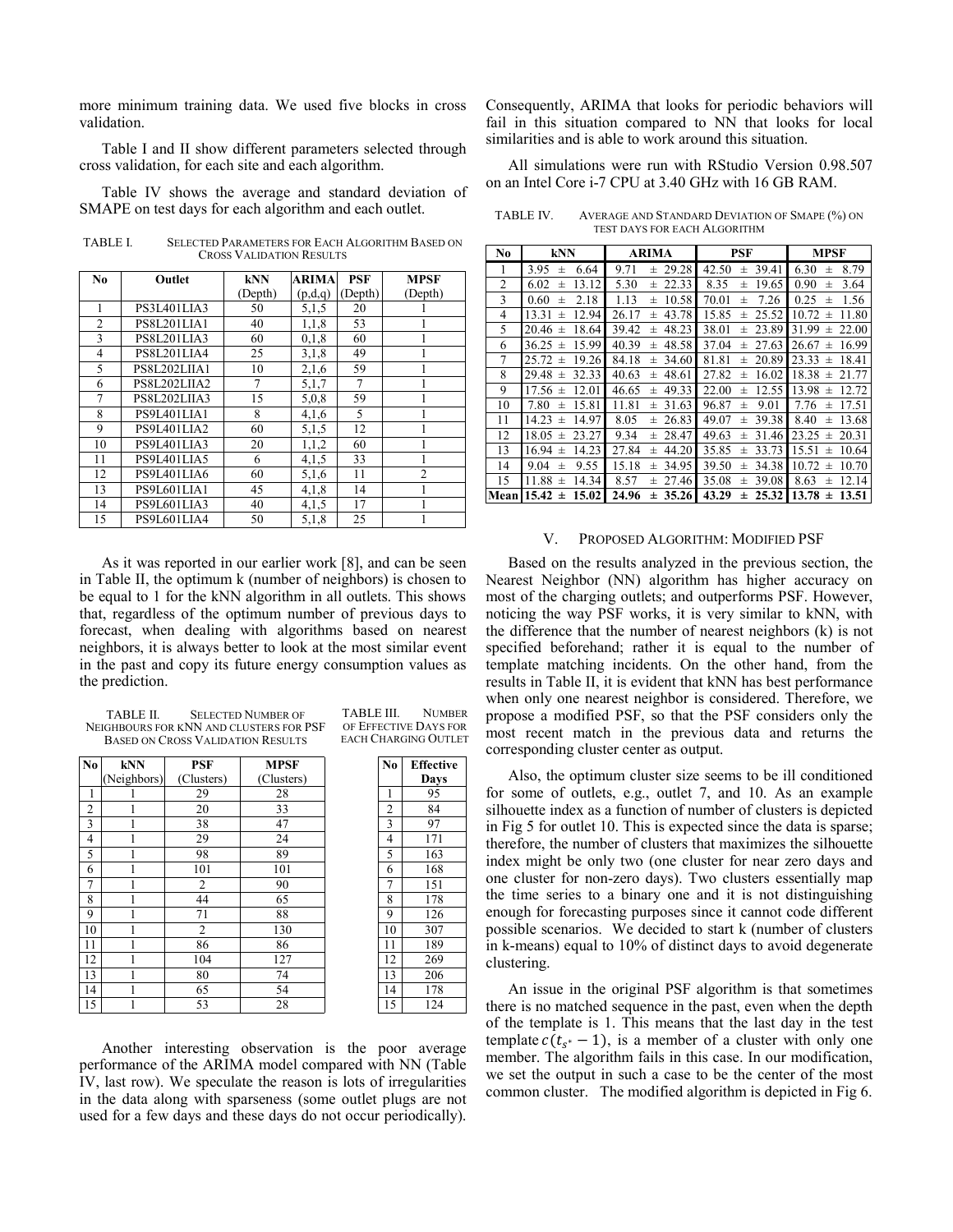more minimum training data. We used five blocks in cross validation.

Table I and II show different parameters selected through cross validation, for each site and each algorithm.

Table IV shows the average and standard deviation of SMAPE on test days for each algorithm and each outlet.

TABLE I. SELECTED PARAMETERS FOR EACH ALGORITHM BASED ON CROSS VALIDATION RESULTS

| No | Outlet | kNN (Depth) | ARIMA (p,d,q) | PSF (Depth) | MPSF (Depth) |
|---|---|---|---|---|---|
| 1 | PS3L401LIA3 | 50 | 5,1,5 | 20 | 1 |
| 2 | PS8L201LIA1 | 40 | 1,1,8 | 53 | 1 |
| 3 | PS8L201LIA3 | 60 | 0,1,8 | 60 | 1 |
| 4 | PS8L201LIA4 | 25 | 3,1,8 | 49 | 1 |
| 5 | PS8L202LIIA1 | 10 | 2,1,6 | 59 | 1 |
| 6 | PS8L202LIIA2 | 7 | 5,1,7 | 7 | 1 |
| 7 | PS8L202LIIA3 | 15 | 5,0,8 | 59 | 1 |
| 8 | PS9L401LIA1 | 8 | 4,1,6 | 5 | 1 |
| 9 | PS9L401LIA2 | 60 | 5,1,5 | 12 | 1 |
| 10 | PS9L401LIA3 | 20 | 1,1,2 | 60 | 1 |
| 11 | PS9L401LIA5 | 6 | 4,1,5 | 33 | 1 |
| 12 | PS9L401LIA6 | 60 | 5,1,6 | 11 | 2 |
| 13 | PS9L601LIA1 | 45 | 4,1,8 | 14 | 1 |
| 14 | PS9L601LIA3 | 40 | 4,1,5 | 17 | 1 |
| 15 | PS9L601LIA4 | 50 | 5,1,8 | 25 | 1 |

As it was reported in our earlier work [8], and can be seen in Table II, the optimum k (number of neighbors) is chosen to be equal to 1 for the kNN algorithm in all outlets. This shows that, regardless of the optimum number of previous days to forecast, when dealing with algorithms based on nearest neighbors, it is always better to look at the most similar event in the past and copy its future energy consumption values as the prediction.

TABLE II. SELECTED NUMBER OF NEIGHBOURS FOR KNN AND CLUSTERS FOR PSF BASED ON CROSS VALIDATION RESULTS

| No | kNN (Neighbors) | PSF (Clusters) | MPSF (Clusters) |
|---|---|---|---|
| 1 | 1 | 29 | 28 |
| 2 | 1 | 20 | 33 |
| 3 | 1 | 38 | 47 |
| 4 | 1 | 29 | 24 |
| 5 | 1 | 98 | 89 |
| 6 | 1 | 101 | 101 |
| 7 | 1 | 2 | 90 |
| 8 | 1 | 44 | 65 |
| 9 | 1 | 71 | 88 |
| 10 | 1 | 2 | 130 |
| 11 | 1 | 86 | 86 |
| 12 | 1 | 104 | 127 |
| 13 | 1 | 80 | 74 |
| 14 | 1 | 65 | 54 |
| 15 | 1 | 53 | 28 |

TABLE III. NUMBER OF EFFECTIVE DAYS FOR EACH CHARGING OUTLET

| No | Effective Days |
|---|---|
| 1 | 95 |
| 2 | 84 |
| 3 | 97 |
| 4 | 171 |
| 5 | 163 |
| 6 | 168 |
| 7 | 151 |
| 8 | 178 |
| 9 | 126 |
| 10 | 307 |
| 11 | 189 |
| 12 | 269 |
| 13 | 206 |
| 14 | 178 |
| 15 | 124 |

Another interesting observation is the poor average performance of the ARIMA model compared with NN (Table IV, last row). We speculate the reason is lots of irregularities in the data along with sparseness (some outlet plugs are not used for a few days and these days do not occur periodically). Consequently, ARIMA that looks for periodic behaviors will fail in this situation compared to NN that looks for local similarities and is able to work around this situation.

All simulations were run with RStudio Version 0.98.507 on an Intel Core i-7 CPU at 3.40 GHz with 16 GB RAM.

TABLE IV. AVERAGE AND STANDARD DEVIATION OF SMAPE (%) ON TEST DAYS FOR EACH ALGORITHM

| No | kNN | ARIMA | PSF | MPSF |
|---|---|---|---|---|
| 1 | 3.95 ± 6.64 | 9.71 ± 29.28 | 42.50 ± 39.41 | 6.30 ± 8.79 |
| 2 | 6.02 ± 13.12 | 5.30 ± 22.33 | 8.35 ± 19.65 | 0.90 ± 3.64 |
| 3 | 0.60 ± 2.18 | 1.13 ± 10.58 | 70.01 ± 7.26 | 0.25 ± 1.56 |
| 4 | 13.31 ± 12.94 | 26.17 ± 43.78 | 15.85 ± 25.52 | 10.72 ± 11.80 |
| 5 | 20.46 ± 18.64 | 39.42 ± 48.23 | 38.01 ± 23.89 | 31.99 ± 22.00 |
| 6 | 36.25 ± 15.99 | 40.39 ± 48.58 | 37.04 ± 27.63 | 26.67 ± 16.99 |
| 7 | 25.72 ± 19.26 | 84.18 ± 34.60 | 81.81 ± 20.89 | 23.33 ± 18.41 |
| 8 | 29.48 ± 32.33 | 40.63 ± 48.61 | 27.82 ± 16.02 | 18.38 ± 21.77 |
| 9 | 17.56 ± 12.01 | 46.65 ± 49.33 | 22.00 ± 12.55 | 13.98 ± 12.72 |
| 10 | 7.80 ± 15.81 | 11.81 ± 31.63 | 96.87 ± 9.01 | 7.76 ± 17.51 |
| 11 | 14.23 ± 14.97 | 8.05 ± 26.83 | 49.07 ± 39.38 | 8.40 ± 13.68 |
| 12 | 18.05 ± 23.27 | 9.34 ± 28.47 | 49.63 ± 31.46 | 23.25 ± 20.31 |
| 13 | 16.94 ± 14.23 | 27.84 ± 44.20 | 35.85 ± 33.73 | 15.51 ± 10.64 |
| 14 | 9.04 ± 9.55 | 15.18 ± 34.95 | 39.50 ± 34.38 | 10.72 ± 10.70 |
| 15 | 11.88 ± 14.34 | 8.57 ± 27.46 | 35.08 ± 39.08 | 8.63 ± 12.14 |
| **Mean** | **15.42 ± 15.02** | **24.96 ± 35.26** | **43.29 ± 25.32** | **13.78 ± 13.51** |

## V. PROPOSED ALGORITHM: MODIFIED PSF

Based on the results analyzed in the previous section, the Nearest Neighbor (NN) algorithm has higher accuracy on most of the charging outlets; and outperforms PSF. However, noticing the way PSF works, it is very similar to kNN, with the difference that the number of nearest neighbors (k) is not specified beforehand; rather it is equal to the number of template matching incidents. On the other hand, from the results in Table II, it is evident that kNN has best performance when only one nearest neighbor is considered. Therefore, we propose a modified PSF, so that the PSF considers only the most recent match in the previous data and returns the corresponding cluster center as output.

Also, the optimum cluster size seems to be ill conditioned for some of outlets, e.g., outlet 7, and 10. As an example silhouette index as a function of number of clusters is depicted in Fig 5 for outlet 10. This is expected since the data is sparse; therefore, the number of clusters that maximizes the silhouette index might be only two (one cluster for near zero days and one cluster for non-zero days). Two clusters essentially map the time series to a binary one and it is not distinguishing enough for forecasting purposes since it cannot code different possible scenarios. We decided to start k (number of clusters in k-means) equal to 10% of distinct days to avoid degenerate clustering.

An issue in the original PSF algorithm is that sometimes there is no matched sequence in the past, even when the depth of the template is 1. This means that the last day in the test template $c(t_{s^*} - 1)$, is a member of a cluster with only one member. The algorithm fails in this case. In our modification, we set the output in such a case to be the center of the most common cluster. The modified algorithm is depicted in Fig 6.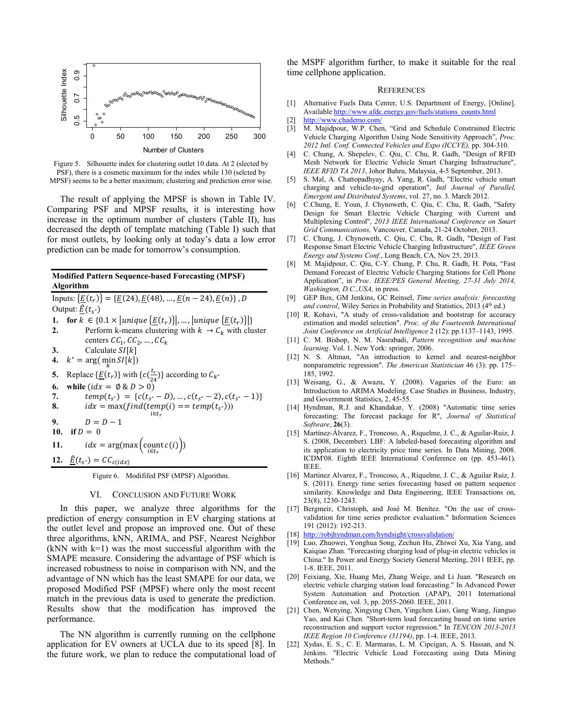Silhouette Index

0.5

0.7

0.9

0

50

100

150

200

250

300

Number of Clusters

Figure 5. Silhouette index for clustering outlet 10 data. At 2 (slected by PSF), there is a cosmetic maximum for the index while 130 (selcted by MPSF) seems to be a better maximum; clustering and prediction error wise.

The result of applying the MPSF is shown in Table IV. Comparing PSF and MPSF results, it is interesting how increase in the optimum number of clusters (Table II), has decreased the depth of template matching (Table I) such that for most outlets, by looking only at today's data a low error prediction can be made for tomorrow's consumption.

**Modified Pattern Sequence-based Forecasting (MPSF) Algorithm**

Inputs: $\{\underline{E}(t_r)\} = \{\underline{E}(24), \underline{E}(48), \ldots, \underline{E}(n-24), \underline{E}(n)\}$ , $D$

Output: $\hat{\underline{E}}(t_{s^*})$

1. **for** $k \in \{0.1 \times |unique\{\underline{E}(t_r)\}|, \ldots, |unique\{\underline{E}(t_r)\}|\}$
2. Perform k-means clustering with $k \rightarrow C_k$ with cluster centers $CC_1, CC_2, \ldots, CC_k$
3. Calculate $SI[k]$
4. $k^* = \arg(\min_k SI[k])$
5. Replace $\{\underline{E}(t_r)\}$ with $\{c(\frac{t_r}{24})\}$ according to $C_{k^*}$
6. **while** $(idx = \emptyset \;\&\; D > 0)$
7. $temp(t_{s^*}) = \{c(t_{s^*} - D), \ldots, c(t_{s^*} - 2), c(t_{s^*} - 1)\}$
8. $idx = \max(\underset{i \in t_r}{find}(temp(i) == temp(t_{s^*})))$
9. $D = D - 1$
10. **if** $D = 0$
11. $idx = \arg(\max(\underset{i \in t_r}{\text{count}}\, c(i)))$
12. $\hat{\underline{E}}(t_{s^*}) = CC_{c(idx)}$

Figure 6. Modififed PSF (MPSF) Algorithm.

## VI. Conclusion and Future Work

In this paper, we analyze three algorithms for the prediction of energy consumption in EV charging stations at the outlet level and propose an improved one. Out of these three algorithms, kNN, ARIMA, and PSF, Nearest Neighbor (kNN with k=1) was the most successful algorithm with the SMAPE measure. Considering the advantage of PSF which is increased robustness to noise in comparison with NN, and the advantage of NN which has the least SMAPE for our data, we proposed Modified PSF (MPSF) where only the most recent match in the previous data is used to generate the prediction. Results show that the modification has improved the performance.

The NN algorithm is currently running on the cellphone application for EV owners at UCLA due to its speed [8]. In the future work, we plan to reduce the computational load of the MSPF algorithm further, to make it suitable for the real time cellphone application.

## References

[1] Alternative Fuels Data Center, U.S. Department of Energy, [Online]. Available http://www.afdc.energy.gov/fuels/stations_counts.html

[2] http://www.chademo.com/

[3] M. Majidpour, W.P. Chen, "Grid and Schedule Constrained Electric Vehicle Charging Algorithm Using Node Sensitivity Approach", *Proc. 2012 Intl. Conf. Connected Vehicles and Expo (ICCVE),* pp. 304-310.

[4] C. Chung, A. Shepelev, C. Qiu, C. Chu, R. Gadh, "Design of RFID Mesh Network for Electric Vehicle Smart Charging Infrastructure", *IEEE RFID TA 2013*, Johor Bahru, Malaysia, 4-5 September, 2013.

[5] S. Mal, A. Chattopadhyay, A. Yang, R. Gadh, "Electric vehicle smart charging and vehicle-to-grid operation", *Intl Journal of Parallel, Emergent and Distributed Systems*, vol. 27, no. 3. March 2012.

[6] C.Chung, E. Youn, J. Chynoweth, C. Qiu, C. Chu, R. Gadh, "Safety Design for Smart Electric Vehicle Charging with Current and Multiplexing Control", *2013 IEEE International Conference on Smart Grid Communications,* Vancouver, Canada, 21-24 October, 2013.

[7] C. Chung, J. Chynoweth, C. Qiu, C. Chu, R. Gadh, "Design of Fast Response Smart Electric Vehicle Charging Infrastructure", *IEEE Green Energy and Systems Conf.*, Long Beach, CA, Nov 25, 2013.

[8] M. Majidpour, C. Qiu, C-Y. Chung, P. Chu, R. Gadh, H. Pota, "Fast Demand Forecast of Electric Vehicle Charging Stations for Cell Phone Application", in *Proc. IEEE/PES General Meeting, 27-31 July 2014, Washington, D.C.,USA,* in press.

[9] GEP Box, GM Jenkins, GC Reinsel, *Time series analysis: forecasting and control*, Wiley Series in Probability and Statistics, 2013 (4th ed.)

[10] R. Kohavi, "A study of cross-validation and bootstrap for accuracy estimation and model selection". *Proc. of the Fourteenth International Joint Conference on Artificial Intelligence* 2 (12): pp.1137–1143, 1995.

[11] C. M. Bishop, N. M. Nasrabadi, *Pattern recognition and machine learning*. Vol. 1. New York: springer, 2006.

[12] N. S. Altman, "An introduction to kernel and nearest-neighbor nonparametric regression". *The American Statistician* 46 (3): pp. 175–185, 1992.

[13] Weisang, G., & Awazu, Y. (2008). Vagaries of the Euro: an Introduction to ARIMA Modeling. Case Studies in Business, Industry, and Government Statistics, 2, 45-55.

[14] Hyndman, R.J. and Khandakar, Y. (2008) "Automatic time series forecasting: The forecast package for R", *Journal of Statistical Software*, **26**(3).

[15] Martínez-Álvarez, F., Troncoso, A., Riquelme, J. C., & Aguilar-Ruiz, J. S. (2008, December). LBF: A labeled-based forecasting algorithm and its application to electricity price time series. In Data Mining, 2008. ICDM'08. Eighth IEEE International Conference on (pp. 453-461). IEEE.

[16] Martinez Alvarez, F., Troncoso, A., Riquelme, J. C., & Aguilar Ruiz, J. S. (2011). Energy time series forecasting based on pattern sequence similarity. Knowledge and Data Engineering, IEEE Transactions on, 23(8), 1230-1243.

[17] Bergmeir, Christoph, and José M. Benítez. "On the use of cross-validation for time series predictor evaluation." Information Sciences 191 (2012): 192-213.

[18] http://robjhyndman.com/hyndsight/crossvalidation/

[19] Luo, Zhuowei, Yonghua Song, Zechun Hu, Zhiwei Xu, Xia Yang, and Kaiqiao Zhan. "Forecasting charging load of plug-in electric vehicles in China." In Power and Energy Society General Meeting, 2011 IEEE, pp. 1-8. IEEE, 2011.

[20] Feixiang, Xie, Huang Mei, Zhang Weige, and Li Juan. "Research on electric vehicle charging station load forecasting." In Advanced Power System Automation and Protection (APAP), 2011 International Conference on, vol. 3, pp. 2055-2060. IEEE, 2011.

[21] Chen, Wenying, Xingying Chen, Yingchen Liao, Gang Wang, Jianguo Yao, and Kai Chen. "Short-term load forecasting based on time series reconstruction and support vector regression." In *TENCON 2013-2013 IEEE Region 10 Conference (31194)*, pp. 1-4. IEEE, 2013.

[22] Xydas, E. S., C. E. Marmaras, L. M. Cipcigan, A. S. Hassan, and N. Jenkins. "Electric Vehicle Load Forecasting using Data Mining Methods."